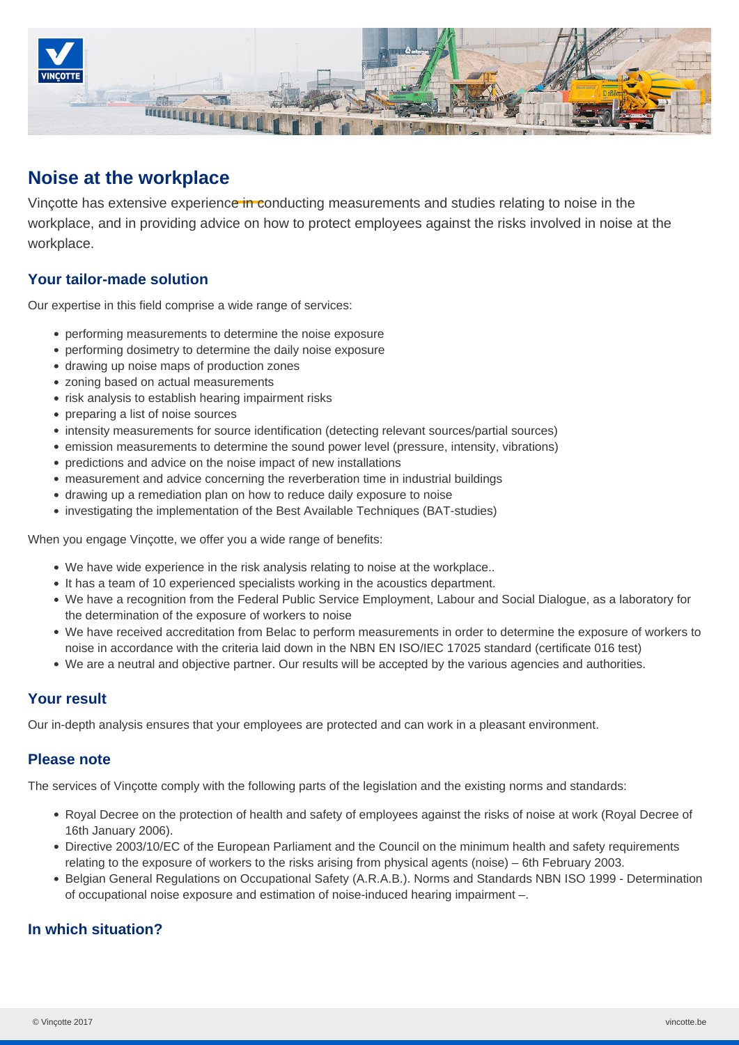# Noise at the workplace

Vinçotte has extensive experience in conducting measurements and studies relating to noise in the workplace, and in providing advice on how to protect employees against the risks involved in noise at the workplace.

## Your tailor-made solution

Our expertise in this field comprise a wide range of services:

- performing measurements to determine the noise exposure
- performing dosimetry to determine the daily noise exposure
- drawing up noise maps of production zones
- zoning based on actual measurements
- risk analysis to establish hearing impairment risks
- preparing a list of noise sources
- intensity measurements for source identification (detecting relevant sources/partial sources)
- emission measurements to determine the sound power level (pressure, intensity, vibrations)
- predictions and advice on the noise impact of new installations
- measurement and advice concerning the reverberation time in industrial buildings
- drawing up a remediation plan on how to reduce daily exposure to noise
- investigating the implementation of the Best Available Techniques (BAT-studies)

When you engage Vinçotte, we offer you a wide range of benefits:

- We have wide experience in the risk analysis relating to noise at the workplace..
- It has a team of 10 experienced specialists working in the acoustics department.
- We have a recognition from the Federal Public Service Employment, Labour and Social Dialogue, as a laboratory for the determination of the exposure of workers to noise
- We have received accreditation from Belac to perform measurements in order to determine the exposure of workers to noise in accordance with the criteria laid down in the NBN EN ISO/IEC 17025 standard (certificate 016 test)
- We are a neutral and objective partner. Our results will be accepted by the various agencies and authorities.

## Your result

Our in-depth analysis ensures that your employees are protected and can work in a pleasant environment.

## Please note

The services of Vinçotte comply with the following parts of the legislation and the existing norms and standards:

- Royal Decree on the protection of health and safety of employees against the risks of noise at work (Royal Decree of 16th January 2006).
- Directive 2003/10/EC of the European Parliament and the Council on the minimum health and safety requirements relating to the exposure of workers to the risks arising from physical agents (noise) – 6th February 2003.
- Belgian General Regulations on Occupational Safety (A.R.A.B.). Norms and Standards NBN ISO 1999 - Determination of occupational noise exposure and estimation of noise-induced hearing impairment –.

## In which situation?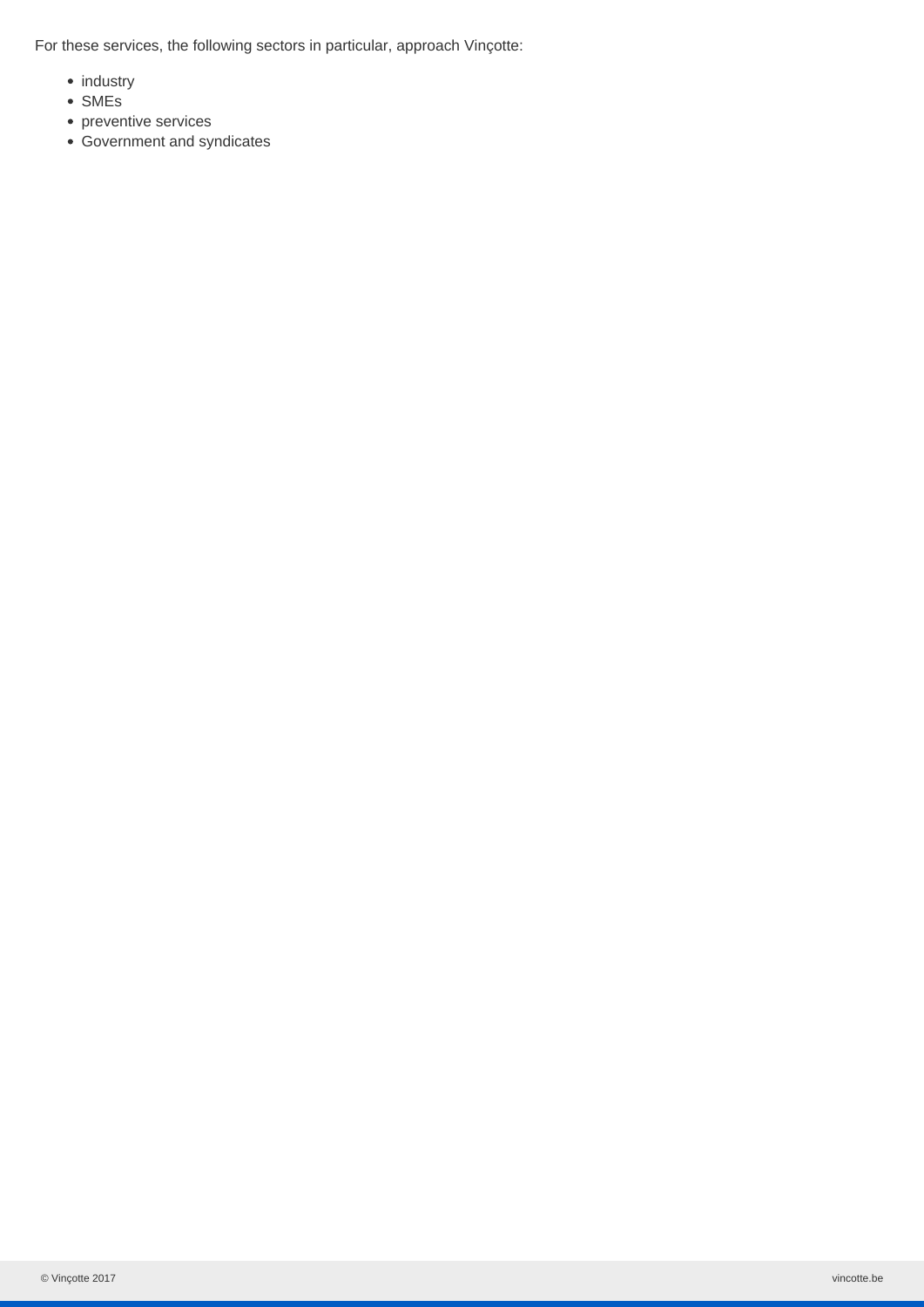For these services, the following sectors in particular, approach Vinçotte:

- industry
- SMEs
- preventive services
- Government and syndicates